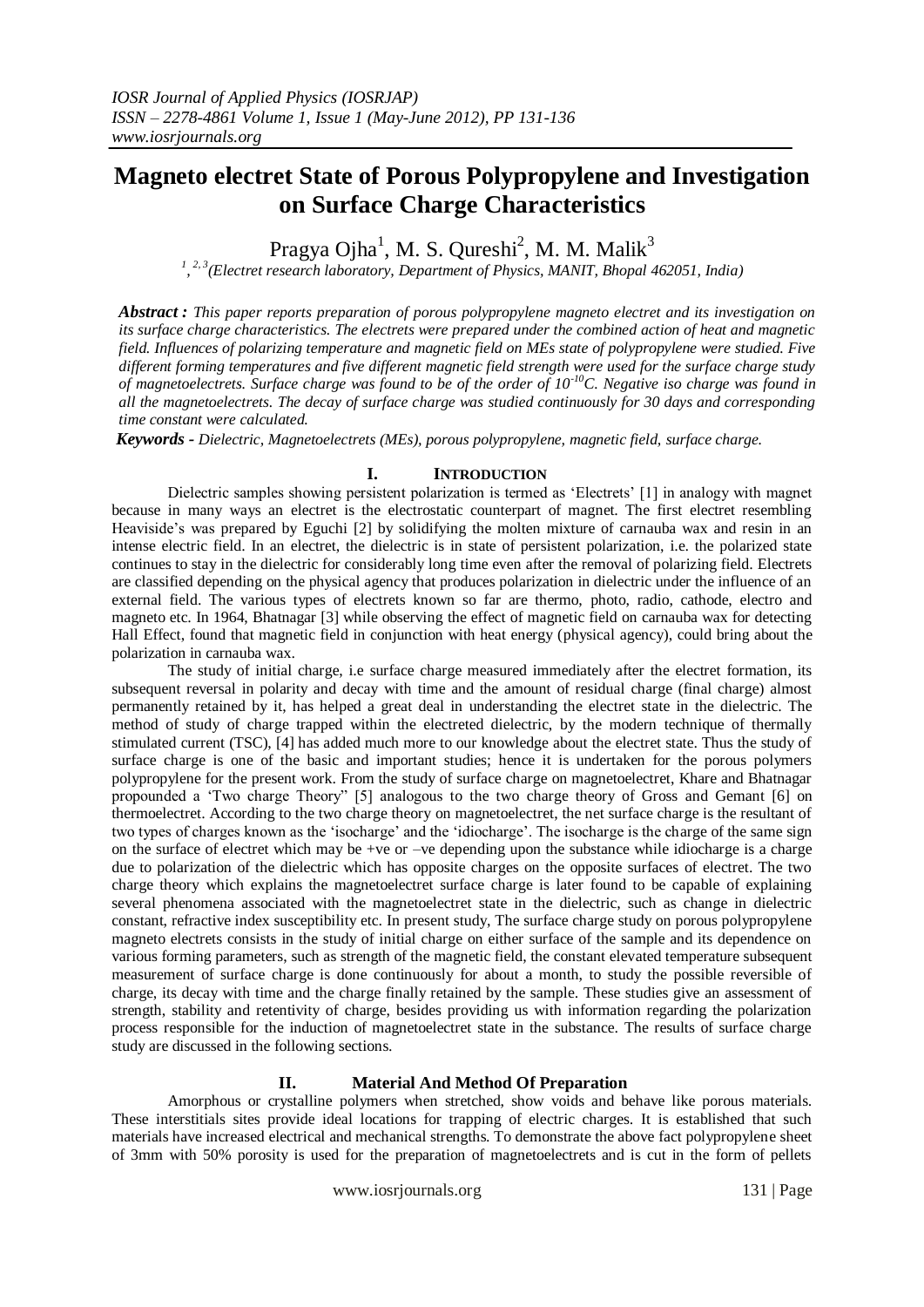# Magneto electret State of Porous Polypropylene and Investigation on Surface Charge Characteristics

Pragya Ojha[1], M. S. Qureshi[2], M. M. Malik[3]

[1, 2, 3](Electret research laboratory, Department of Physics, MANIT, Bhopal 462051, India)

***Abstract :*** *This paper reports preparation of porous polypropylene magneto electret and its investigation on its surface charge characteristics. The electrets were prepared under the combined action of heat and magnetic field. Influences of polarizing temperature and magnetic field on MEs state of polypropylene were studied. Five different forming temperatures and five different magnetic field strength were used for the surface charge study of magnetoelectrets. Surface charge was found to be of the order of $10^{-10}$C. Negative iso charge was found in all the magnetoelectrets. The decay of surface charge was studied continuously for 30 days and corresponding time constant were calculated.*

***Keywords -*** *Dielectric, Magnetoelectrets (MEs), porous polypropylene, magnetic field, surface charge.*

## I. Introduction

Dielectric samples showing persistent polarization is termed as 'Electrets' [1] in analogy with magnet because in many ways an electret is the electrostatic counterpart of magnet. The first electret resembling Heaviside's was prepared by Eguchi [2] by solidifying the molten mixture of carnauba wax and resin in an intense electric field. In an electret, the dielectric is in state of persistent polarization, i.e. the polarized state continues to stay in the dielectric for considerably long time even after the removal of polarizing field. Electrets are classified depending on the physical agency that produces polarization in dielectric under the influence of an external field. The various types of electrets known so far are thermo, photo, radio, cathode, electro and magneto etc. In 1964, Bhatnagar [3] while observing the effect of magnetic field on carnauba wax for detecting Hall Effect, found that magnetic field in conjunction with heat energy (physical agency), could bring about the polarization in carnauba wax.

The study of initial charge, i.e surface charge measured immediately after the electret formation, its subsequent reversal in polarity and decay with time and the amount of residual charge (final charge) almost permanently retained by it, has helped a great deal in understanding the electret state in the dielectric. The method of study of charge trapped within the electreted dielectric, by the modern technique of thermally stimulated current (TSC), [4] has added much more to our knowledge about the electret state. Thus the study of surface charge is one of the basic and important studies; hence it is undertaken for the porous polymers polypropylene for the present work. From the study of surface charge on magnetoelectret, Khare and Bhatnagar propounded a 'Two charge Theory" [5] analogous to the two charge theory of Gross and Gemant [6] on thermoelectret. According to the two charge theory on magnetoelectret, the net surface charge is the resultant of two types of charges known as the 'isocharge' and the 'idiocharge'. The isocharge is the charge of the same sign on the surface of electret which may be +ve or –ve depending upon the substance while idiocharge is a charge due to polarization of the dielectric which has opposite charges on the opposite surfaces of electret. The two charge theory which explains the magnetoelectret surface charge is later found to be capable of explaining several phenomena associated with the magnetoelectret state in the dielectric, such as change in dielectric constant, refractive index susceptibility etc. In present study, The surface charge study on porous polypropylene magneto electrets consists in the study of initial charge on either surface of the sample and its dependence on various forming parameters, such as strength of the magnetic field, the constant elevated temperature subsequent measurement of surface charge is done continuously for about a month, to study the possible reversible of charge, its decay with time and the charge finally retained by the sample. These studies give an assessment of strength, stability and retentivity of charge, besides providing us with information regarding the polarization process responsible for the induction of magnetoelectret state in the substance. The results of surface charge study are discussed in the following sections.

## II. Material And Method Of Preparation

Amorphous or crystalline polymers when stretched, show voids and behave like porous materials. These interstitials sites provide ideal locations for trapping of electric charges. It is established that such materials have increased electrical and mechanical strengths. To demonstrate the above fact polypropylene sheet of 3mm with 50% porosity is used for the preparation of magnetoelectrets and is cut in the form of pellets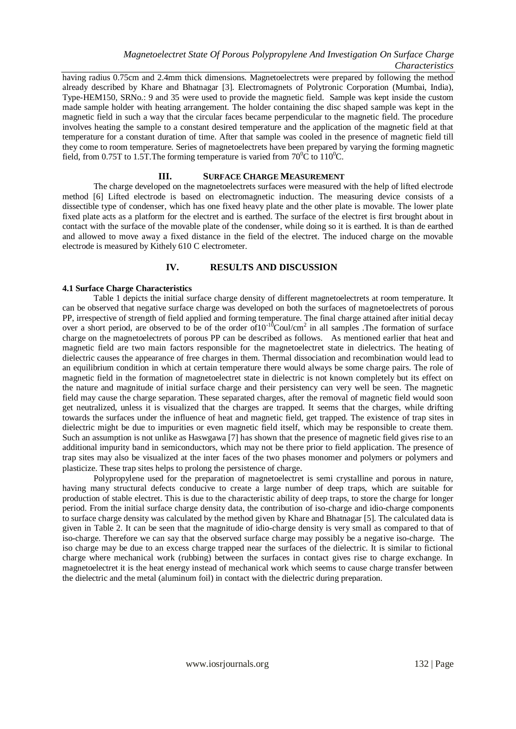having radius 0.75cm and 2.4mm thick dimensions. Magnetoelectrets were prepared by following the method already described by Khare and Bhatnagar [3]. Electromagnets of Polytronic Corporation (Mumbai, India), Type-HEM150, SRNo.: 9 and 35 were used to provide the magnetic field. Sample was kept inside the custom made sample holder with heating arrangement. The holder containing the disc shaped sample was kept in the magnetic field in such a way that the circular faces became perpendicular to the magnetic field. The procedure involves heating the sample to a constant desired temperature and the application of the magnetic field at that temperature for a constant duration of time. After that sample was cooled in the presence of magnetic field till they come to room temperature. Series of magnetoelectrets have been prepared by varying the forming magnetic field, from 0.75T to 1.5T.The forming temperature is varied from $70^0$C to $110^0$C.

## III. SURFACE CHARGE MEASUREMENT

The charge developed on the magnetoelectrets surfaces were measured with the help of lifted electrode method [6] Lifted electrode is based on electromagnetic induction. The measuring device consists of a dissectible type of condenser, which has one fixed heavy plate and the other plate is movable. The lower plate fixed plate acts as a platform for the electret and is earthed. The surface of the electret is first brought about in contact with the surface of the movable plate of the condenser, while doing so it is earthed. It is than de earthed and allowed to move away a fixed distance in the field of the electret. The induced charge on the movable electrode is measured by Kithely 610 C electrometer.

## IV. RESULTS AND DISCUSSION

### 4.1 Surface Charge Characteristics

Table 1 depicts the initial surface charge density of different magnetoelectrets at room temperature. It can be observed that negative surface charge was developed on both the surfaces of magnetoelectrets of porous PP, irrespective of strength of field applied and forming temperature. The final charge attained after initial decay over a short period, are observed to be of the order of$10^{-10}$Coul/cm$^2$ in all samples .The formation of surface charge on the magnetoelectrets of porous PP can be described as follows. As mentioned earlier that heat and magnetic field are two main factors responsible for the magnetoelectret state in dielectrics. The heating of dielectric causes the appearance of free charges in them. Thermal dissociation and recombination would lead to an equilibrium condition in which at certain temperature there would always be some charge pairs. The role of magnetic field in the formation of magnetoelectret state in dielectric is not known completely but its effect on the nature and magnitude of initial surface charge and their persistency can very well be seen. The magnetic field may cause the charge separation. These separated charges, after the removal of magnetic field would soon get neutralized, unless it is visualized that the charges are trapped. It seems that the charges, while drifting towards the surfaces under the influence of heat and magnetic field, get trapped. The existence of trap sites in dielectric might be due to impurities or even magnetic field itself, which may be responsible to create them. Such an assumption is not unlike as Haswgawa [7] has shown that the presence of magnetic field gives rise to an additional impurity band in semiconductors, which may not be there prior to field application. The presence of trap sites may also be visualized at the inter faces of the two phases monomer and polymers or polymers and plasticize. These trap sites helps to prolong the persistence of charge.

Polypropylene used for the preparation of magnetoelectret is semi crystalline and porous in nature, having many structural defects conducive to create a large number of deep traps, which are suitable for production of stable electret. This is due to the characteristic ability of deep traps, to store the charge for longer period. From the initial surface charge density data, the contribution of iso-charge and idio-charge components to surface charge density was calculated by the method given by Khare and Bhatnagar [5]. The calculated data is given in Table 2. It can be seen that the magnitude of idio-charge density is very small as compared to that of iso-charge. Therefore we can say that the observed surface charge may possibly be a negative iso-charge. The iso charge may be due to an excess charge trapped near the surfaces of the dielectric. It is similar to fictional charge where mechanical work (rubbing) between the surfaces in contact gives rise to charge exchange. In magnetoelectret it is the heat energy instead of mechanical work which seems to cause charge transfer between the dielectric and the metal (aluminum foil) in contact with the dielectric during preparation.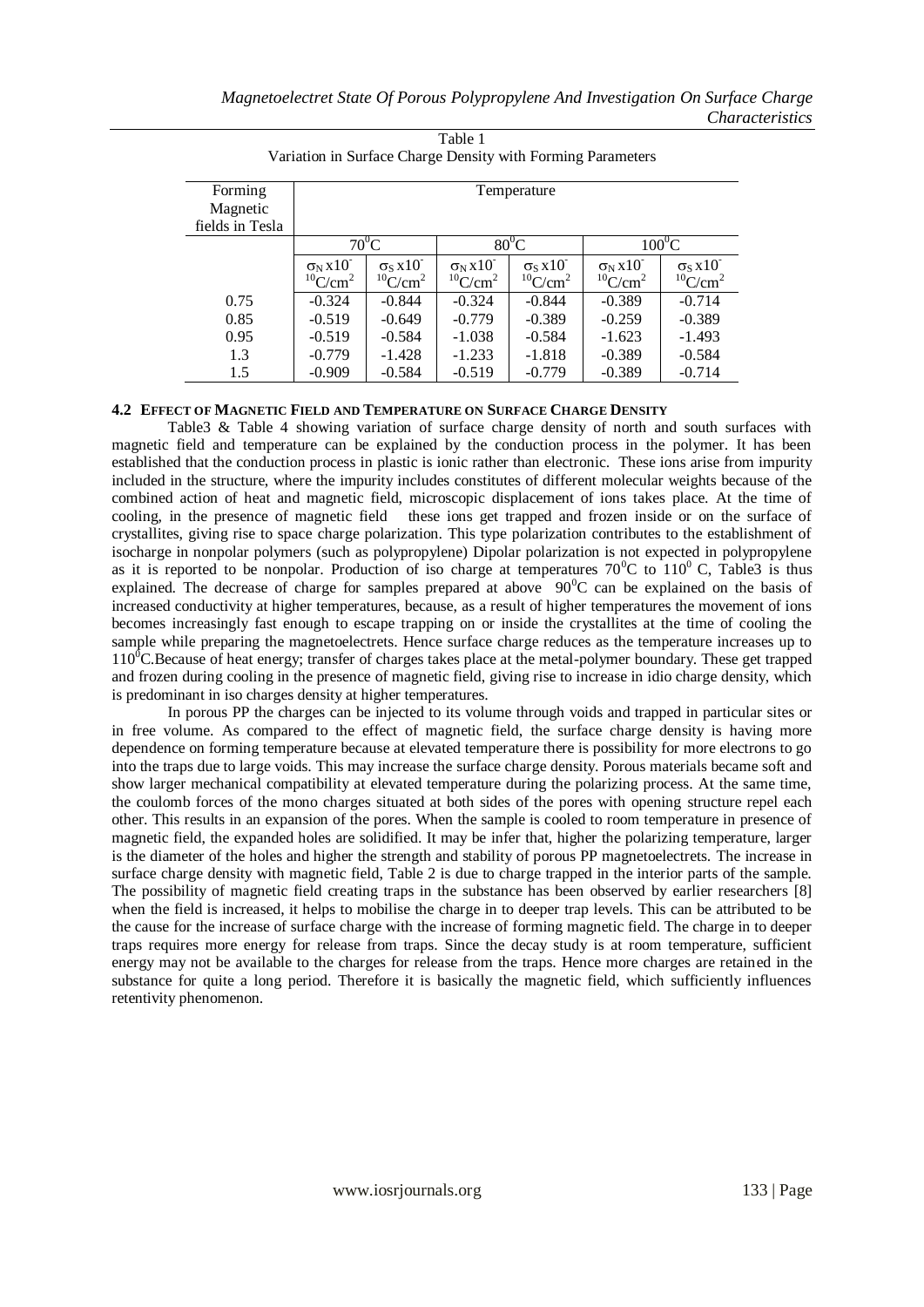Table 1
Variation in Surface Charge Density with Forming Parameters

| Forming Magnetic fields in Tesla | Temperature | | | | | |
|---|---|---|---|---|---|---|
| | $70^0$C | | $80^0$C | | $100^0$C | |
| | $\sigma_N$ x$10^{-10}$C/cm$^2$ | $\sigma_S$ x$10^{-10}$C/cm$^2$ | $\sigma_N$ x$10^{-10}$C/cm$^2$ | $\sigma_S$ x$10^{-10}$C/cm$^2$ | $\sigma_N$ x$10^{-10}$C/cm$^2$ | $\sigma_S$ x$10^{-10}$C/cm$^2$ |
| 0.75 | -0.324 | -0.844 | -0.324 | -0.844 | -0.389 | -0.714 |
| 0.85 | -0.519 | -0.649 | -0.779 | -0.389 | -0.259 | -0.389 |
| 0.95 | -0.519 | -0.584 | -1.038 | -0.584 | -1.623 | -1.493 |
| 1.3 | -0.779 | -1.428 | -1.233 | -1.818 | -0.389 | -0.584 |
| 1.5 | -0.909 | -0.584 | -0.519 | -0.779 | -0.389 | -0.714 |

### 4.2 Effect Of Magnetic Field And Temperature On Surface Charge Density

Table3 & Table 4 showing variation of surface charge density of north and south surfaces with magnetic field and temperature can be explained by the conduction process in the polymer. It has been established that the conduction process in plastic is ionic rather than electronic. These ions arise from impurity included in the structure, where the impurity includes constitutes of different molecular weights because of the combined action of heat and magnetic field, microscopic displacement of ions takes place. At the time of cooling, in the presence of magnetic field these ions get trapped and frozen inside or on the surface of crystallites, giving rise to space charge polarization. This type polarization contributes to the establishment of isocharge in nonpolar polymers (such as polypropylene) Dipolar polarization is not expected in polypropylene as it is reported to be nonpolar. Production of iso charge at temperatures $70^0$C to $110^0$ C, Table3 is thus explained. The decrease of charge for samples prepared at above $90^0$C can be explained on the basis of increased conductivity at higher temperatures, because, as a result of higher temperatures the movement of ions becomes increasingly fast enough to escape trapping on or inside the crystallites at the time of cooling the sample while preparing the magnetoelectrets. Hence surface charge reduces as the temperature increases up to $110^0$C.Because of heat energy; transfer of charges takes place at the metal-polymer boundary. These get trapped and frozen during cooling in the presence of magnetic field, giving rise to increase in idio charge density, which is predominant in iso charges density at higher temperatures.

In porous PP the charges can be injected to its volume through voids and trapped in particular sites or in free volume. As compared to the effect of magnetic field, the surface charge density is having more dependence on forming temperature because at elevated temperature there is possibility for more electrons to go into the traps due to large voids. This may increase the surface charge density. Porous materials became soft and show larger mechanical compatibility at elevated temperature during the polarizing process. At the same time, the coulomb forces of the mono charges situated at both sides of the pores with opening structure repel each other. This results in an expansion of the pores. When the sample is cooled to room temperature in presence of magnetic field, the expanded holes are solidified. It may be infer that, higher the polarizing temperature, larger is the diameter of the holes and higher the strength and stability of porous PP magnetoelectrets. The increase in surface charge density with magnetic field, Table 2 is due to charge trapped in the interior parts of the sample. The possibility of magnetic field creating traps in the substance has been observed by earlier researchers [8] when the field is increased, it helps to mobilise the charge in to deeper trap levels. This can be attributed to be the cause for the increase of surface charge with the increase of forming magnetic field. The charge in to deeper traps requires more energy for release from traps. Since the decay study is at room temperature, sufficient energy may not be available to the charges for release from the traps. Hence more charges are retained in the substance for quite a long period. Therefore it is basically the magnetic field, which sufficiently influences retentivity phenomenon.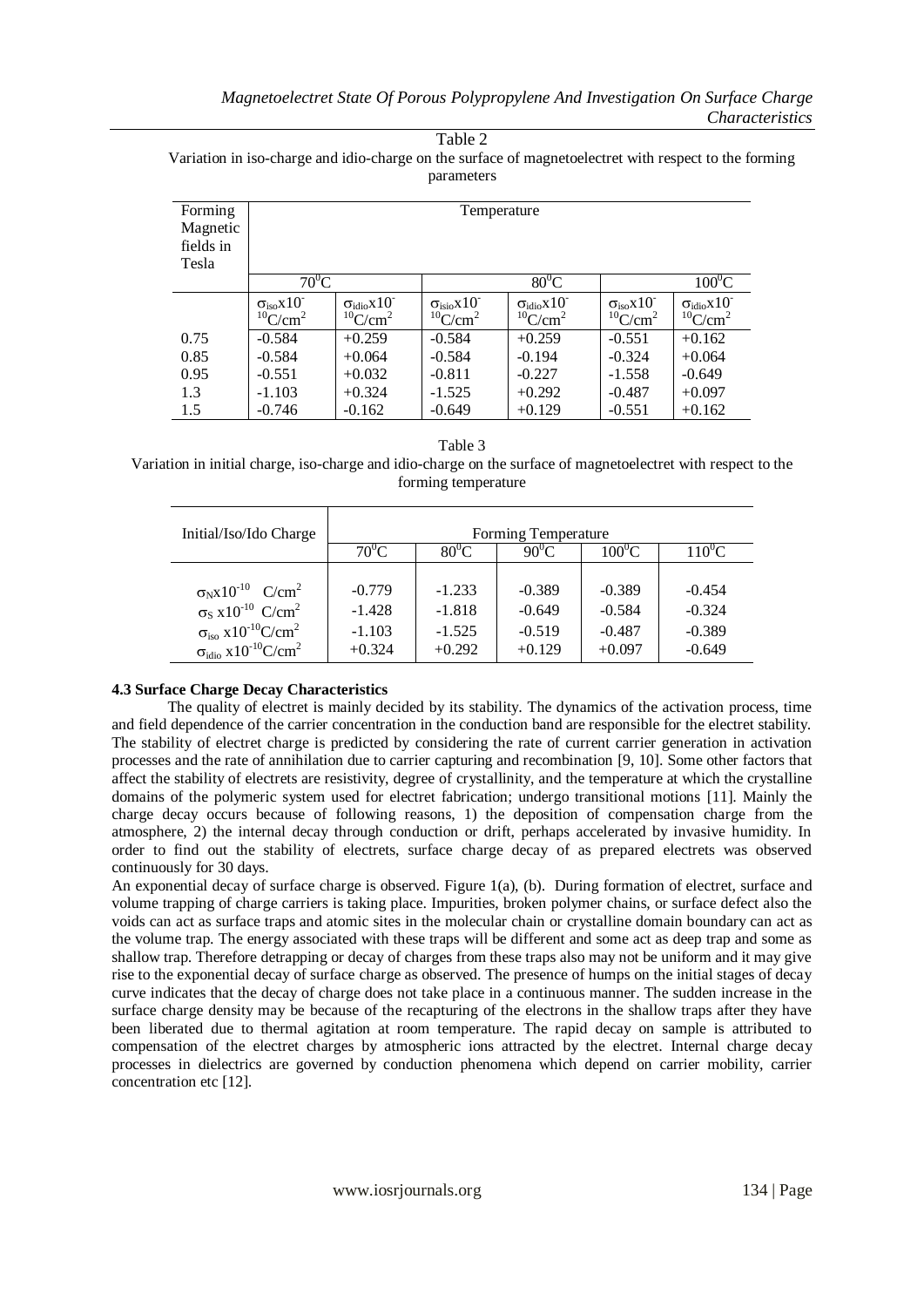Table 2

Variation in iso-charge and idio-charge on the surface of magnetoelectret with respect to the forming parameters

| Forming Magnetic fields in Tesla | Temperature | | | | | |
|---|---|---|---|---|---|---|
| | $70^0C$ | | $80^0C$ | | $100^0C$ | |
| | $\sigma_{iso}x10^{-10}C/cm^2$ | $\sigma_{idio}x10^{-10}C/cm^2$ | $\sigma_{isio}x10^{-10}C/cm^2$ | $\sigma_{idio}x10^{-10}C/cm^2$ | $\sigma_{iso}x10^{-10}C/cm^2$ | $\sigma_{idio}x10^{-10}C/cm^2$ |
| 0.75 | -0.584 | +0.259 | -0.584 | +0.259 | -0.551 | +0.162 |
| 0.85 | -0.584 | +0.064 | -0.584 | -0.194 | -0.324 | +0.064 |
| 0.95 | -0.551 | +0.032 | -0.811 | -0.227 | -1.558 | -0.649 |
| 1.3 | -1.103 | +0.324 | -1.525 | +0.292 | -0.487 | +0.097 |
| 1.5 | -0.746 | -0.162 | -0.649 | +0.129 | -0.551 | +0.162 |

Table 3

Variation in initial charge, iso-charge and idio-charge on the surface of magnetoelectret with respect to the forming temperature

| Initial/Iso/Ido Charge | Forming Temperature | | | | |
|---|---|---|---|---|---|
| | $70^0C$ | $80^0C$ | $90^0C$ | $100^0C$ | $110^0C$ |
| $\sigma_N x10^{-10}$ $C/cm^2$ | -0.779 | -1.233 | -0.389 | -0.389 | -0.454 |
| $\sigma_S$ $x10^{-10}$ $C/cm^2$ | -1.428 | -1.818 | -0.649 | -0.584 | -0.324 |
| $\sigma_{iso}$ $x10^{-10}C/cm^2$ | -1.103 | -1.525 | -0.519 | -0.487 | -0.389 |
| $\sigma_{idio}$ $x10^{-10}C/cm^2$ | +0.324 | +0.292 | +0.129 | +0.097 | -0.649 |

**4.3 Surface Charge Decay Characteristics**

The quality of electret is mainly decided by its stability. The dynamics of the activation process, time and field dependence of the carrier concentration in the conduction band are responsible for the electret stability. The stability of electret charge is predicted by considering the rate of current carrier generation in activation processes and the rate of annihilation due to carrier capturing and recombination [9, 10]. Some other factors that affect the stability of electrets are resistivity, degree of crystallinity, and the temperature at which the crystalline domains of the polymeric system used for electret fabrication; undergo transitional motions [11]. Mainly the charge decay occurs because of following reasons, 1) the deposition of compensation charge from the atmosphere, 2) the internal decay through conduction or drift, perhaps accelerated by invasive humidity. In order to find out the stability of electrets, surface charge decay of as prepared electrets was observed continuously for 30 days.

An exponential decay of surface charge is observed. Figure 1(a), (b). During formation of electret, surface and volume trapping of charge carriers is taking place. Impurities, broken polymer chains, or surface defect also the voids can act as surface traps and atomic sites in the molecular chain or crystalline domain boundary can act as the volume trap. The energy associated with these traps will be different and some act as deep trap and some as shallow trap. Therefore detrapping or decay of charges from these traps also may not be uniform and it may give rise to the exponential decay of surface charge as observed. The presence of humps on the initial stages of decay curve indicates that the decay of charge does not take place in a continuous manner. The sudden increase in the surface charge density may be because of the recapturing of the electrons in the shallow traps after they have been liberated due to thermal agitation at room temperature. The rapid decay on sample is attributed to compensation of the electret charges by atmospheric ions attracted by the electret. Internal charge decay processes in dielectrics are governed by conduction phenomena which depend on carrier mobility, carrier concentration etc [12].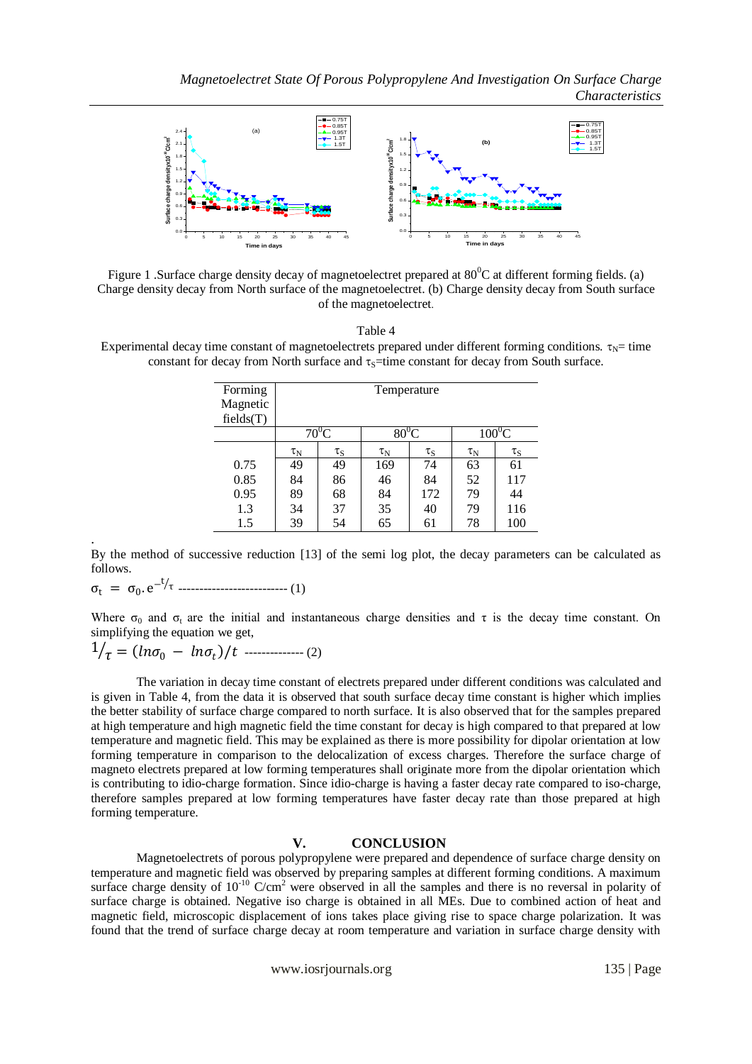Figure 1 .Surface charge density decay of magnetoelectret prepared at $80^0$C at different forming fields. (a) Charge density decay from North surface of the magnetoelectret. (b) Charge density decay from South surface of the magnetoelectret.

Table 4
Experimental decay time constant of magnetoelectrets prepared under different forming conditions. $\tau_N$= time constant for decay from North surface and $\tau_S$=time constant for decay from South surface.

| Forming Magnetic fields(T) | Temperature | | | | | |
|---|---|---|---|---|---|---|
| | $70^0$C | | $80^0$C | | $100^0$C | |
| | $\tau_N$ | $\tau_S$ | $\tau_N$ | $\tau_S$ | $\tau_N$ | $\tau_S$ |
| 0.75 | 49 | 49 | 169 | 74 | 63 | 61 |
| 0.85 | 84 | 86 | 46 | 84 | 52 | 117 |
| 0.95 | 89 | 68 | 84 | 172 | 79 | 44 |
| 1.3 | 34 | 37 | 35 | 40 | 79 | 116 |
| 1.5 | 39 | 54 | 65 | 61 | 78 | 100 |

By the method of successive reduction [13] of the semi log plot, the decay parameters can be calculated as follows.

$$\sigma_t = \sigma_0 . e^{-t/\tau} \text{ -------------------------- (1)}$$

Where $\sigma_0$ and $\sigma_t$ are the initial and instantaneous charge densities and $\tau$ is the decay time constant. On simplifying the equation we get,

$$1/_{\tau} = (ln\sigma_0 - ln\sigma_t)/t \text{ -------------- (2)}$$

The variation in decay time constant of electrets prepared under different conditions was calculated and is given in Table 4, from the data it is observed that south surface decay time constant is higher which implies the better stability of surface charge compared to north surface. It is also observed that for the samples prepared at high temperature and high magnetic field the time constant for decay is high compared to that prepared at low temperature and magnetic field. This may be explained as there is more possibility for dipolar orientation at low forming temperature in comparison to the delocalization of excess charges. Therefore the surface charge of magneto electrets prepared at low forming temperatures shall originate more from the dipolar orientation which is contributing to idio-charge formation. Since idio-charge is having a faster decay rate compared to iso-charge, therefore samples prepared at low forming temperatures have faster decay rate than those prepared at high forming temperature.

## V. CONCLUSION

Magnetoelectrets of porous polypropylene were prepared and dependence of surface charge density on temperature and magnetic field was observed by preparing samples at different forming conditions. A maximum surface charge density of $10^{-10}$ C/cm$^2$ were observed in all the samples and there is no reversal in polarity of surface charge is obtained. Negative iso charge is obtained in all MEs. Due to combined action of heat and magnetic field, microscopic displacement of ions takes place giving rise to space charge polarization. It was found that the trend of surface charge decay at room temperature and variation in surface charge density with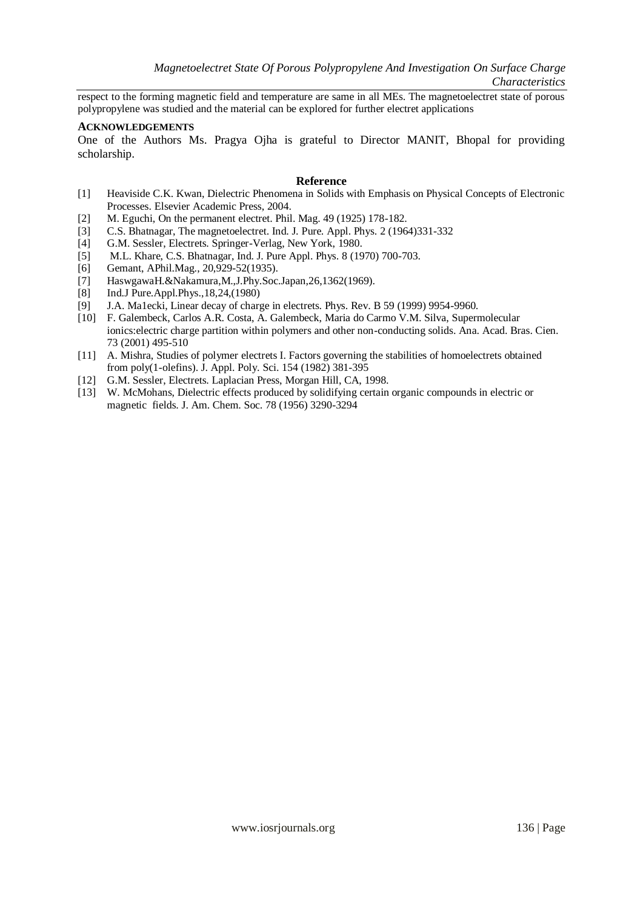respect to the forming magnetic field and temperature are same in all MEs. The magnetoelectret state of porous polypropylene was studied and the material can be explored for further electret applications

#### ACKNOWLEDGEMENTS

One of the Authors Ms. Pragya Ojha is grateful to Director MANIT, Bhopal for providing scholarship.

### Reference

[1] Heaviside C.K. Kwan, Dielectric Phenomena in Solids with Emphasis on Physical Concepts of Electronic Processes. Elsevier Academic Press, 2004.

[2] M. Eguchi, On the permanent electret. Phil. Mag. 49 (1925) 178-182.

[3] C.S. Bhatnagar, The magnetoelectret. Ind. J. Pure. Appl. Phys. 2 (1964)331-332

[4] G.M. Sessler, Electrets. Springer-Verlag, New York, 1980.

[5] M.L. Khare, C.S. Bhatnagar, Ind. J. Pure Appl. Phys. 8 (1970) 700-703.

[6] Gemant, APhil.Mag., 20,929-52(1935).

[7] HaswgawaH.&Nakamura,M.,J.Phy.Soc.Japan,26,1362(1969).

[8] Ind.J Pure.Appl.Phys.,18,24,(1980)

[9] J.A. Ma1ecki, Linear decay of charge in electrets. Phys. Rev. B 59 (1999) 9954-9960.

[10] F. Galembeck, Carlos A.R. Costa, A. Galembeck, Maria do Carmo V.M. Silva, Supermolecular ionics:electric charge partition within polymers and other non-conducting solids. Ana. Acad. Bras. Cien. 73 (2001) 495-510

[11] A. Mishra, Studies of polymer electrets I. Factors governing the stabilities of homoelectrets obtained from poly(1-olefins). J. Appl. Poly. Sci. 154 (1982) 381-395

[12] G.M. Sessler, Electrets. Laplacian Press, Morgan Hill, CA, 1998.

[13] W. McMohans, Dielectric effects produced by solidifying certain organic compounds in electric or magnetic fields. J. Am. Chem. Soc. 78 (1956) 3290-3294